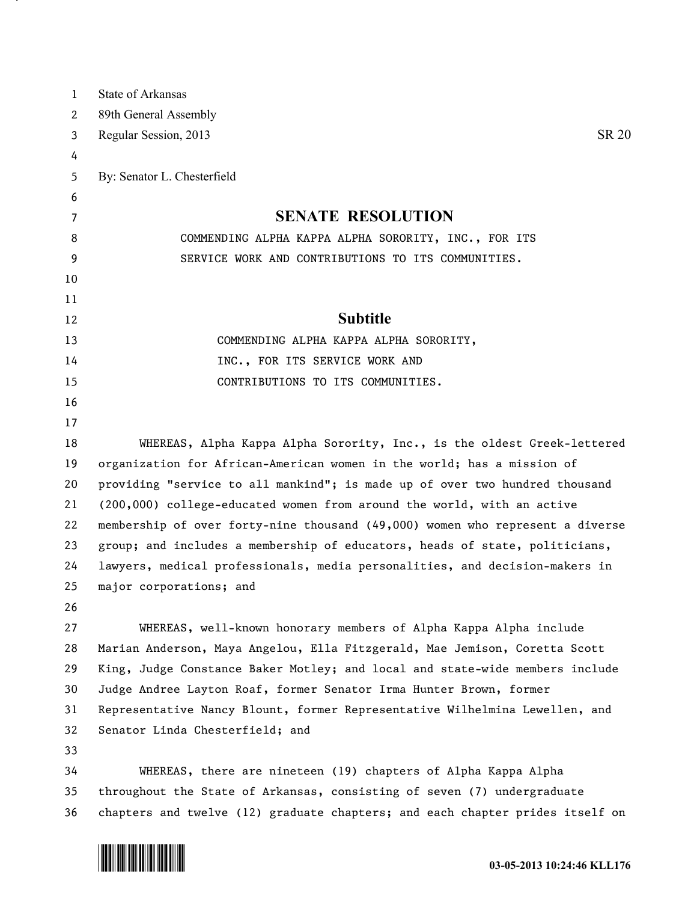State of Arkansas
89th General Assembly
Regular Session, 2013 SR 20

By: Senator L. Chesterfield

# SENATE RESOLUTION

COMMENDING ALPHA KAPPA ALPHA SORORITY, INC., FOR ITS SERVICE WORK AND CONTRIBUTIONS TO ITS COMMUNITIES.

## Subtitle

COMMENDING ALPHA KAPPA ALPHA SORORITY, INC., FOR ITS SERVICE WORK AND CONTRIBUTIONS TO ITS COMMUNITIES.

WHEREAS, Alpha Kappa Alpha Sorority, Inc., is the oldest Greek-lettered organization for African-American women in the world; has a mission of providing "service to all mankind"; is made up of over two hundred thousand (200,000) college-educated women from around the world, with an active membership of over forty-nine thousand (49,000) women who represent a diverse group; and includes a membership of educators, heads of state, politicians, lawyers, medical professionals, media personalities, and decision-makers in major corporations; and

WHEREAS, well-known honorary members of Alpha Kappa Alpha include Marian Anderson, Maya Angelou, Ella Fitzgerald, Mae Jemison, Coretta Scott King, Judge Constance Baker Motley; and local and state-wide members include Judge Andree Layton Roaf, former Senator Irma Hunter Brown, former Representative Nancy Blount, former Representative Wilhelmina Lewellen, and Senator Linda Chesterfield; and

WHEREAS, there are nineteen (19) chapters of Alpha Kappa Alpha throughout the State of Arkansas, consisting of seven (7) undergraduate chapters and twelve (12) graduate chapters; and each chapter prides itself on

03-05-2013 10:24:46 KLL176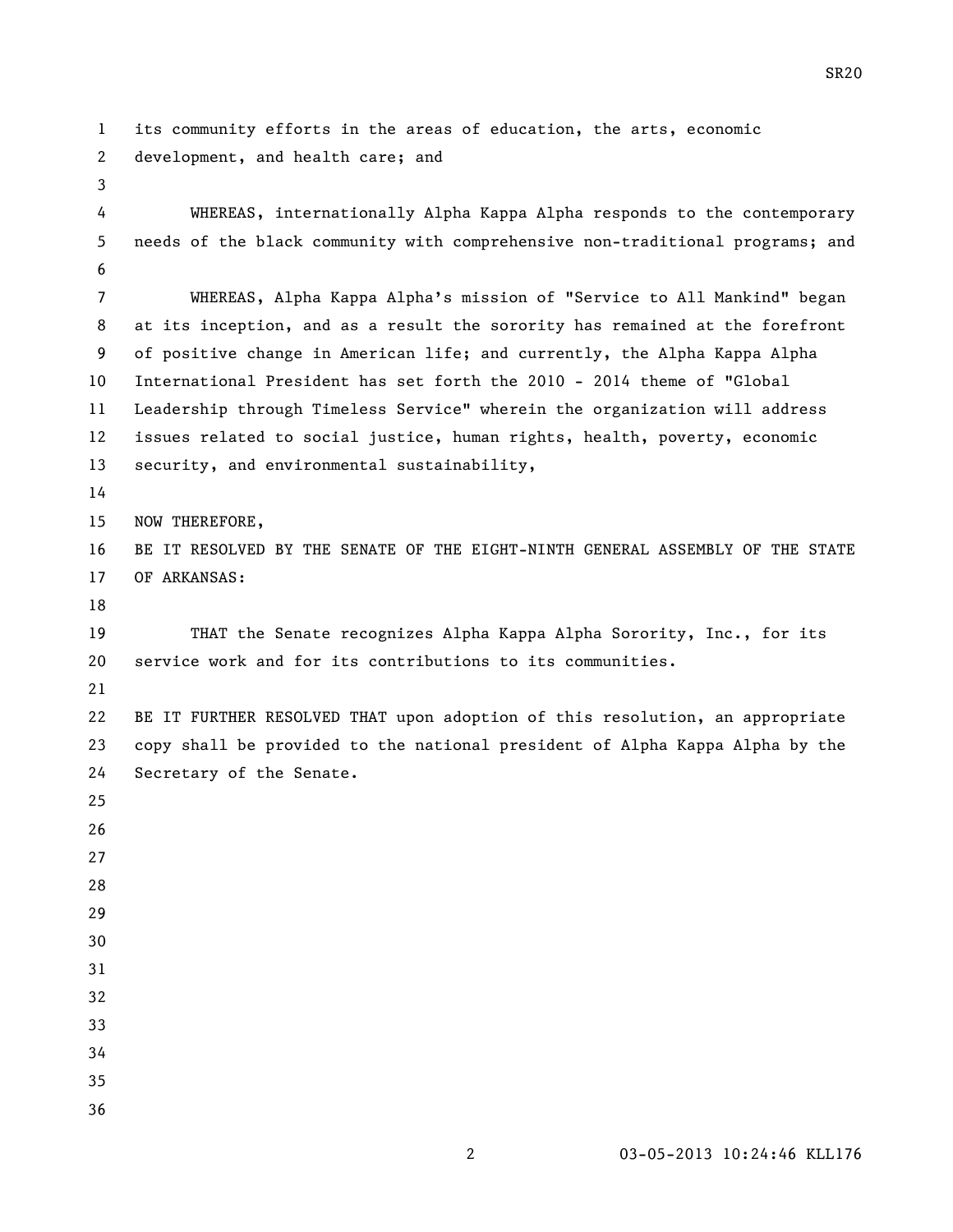its community efforts in the areas of education, the arts, economic development, and health care; and

WHEREAS, internationally Alpha Kappa Alpha responds to the contemporary needs of the black community with comprehensive non-traditional programs; and

WHEREAS, Alpha Kappa Alpha's mission of "Service to All Mankind" began at its inception, and as a result the sorority has remained at the forefront of positive change in American life; and currently, the Alpha Kappa Alpha International President has set forth the 2010 - 2014 theme of "Global Leadership through Timeless Service" wherein the organization will address issues related to social justice, human rights, health, poverty, economic security, and environmental sustainability,

NOW THEREFORE,
BE IT RESOLVED BY THE SENATE OF THE EIGHT-NINTH GENERAL ASSEMBLY OF THE STATE OF ARKANSAS:

THAT the Senate recognizes Alpha Kappa Alpha Sorority, Inc., for its service work and for its contributions to its communities.

BE IT FURTHER RESOLVED THAT upon adoption of this resolution, an appropriate copy shall be provided to the national president of Alpha Kappa Alpha by the Secretary of the Senate.